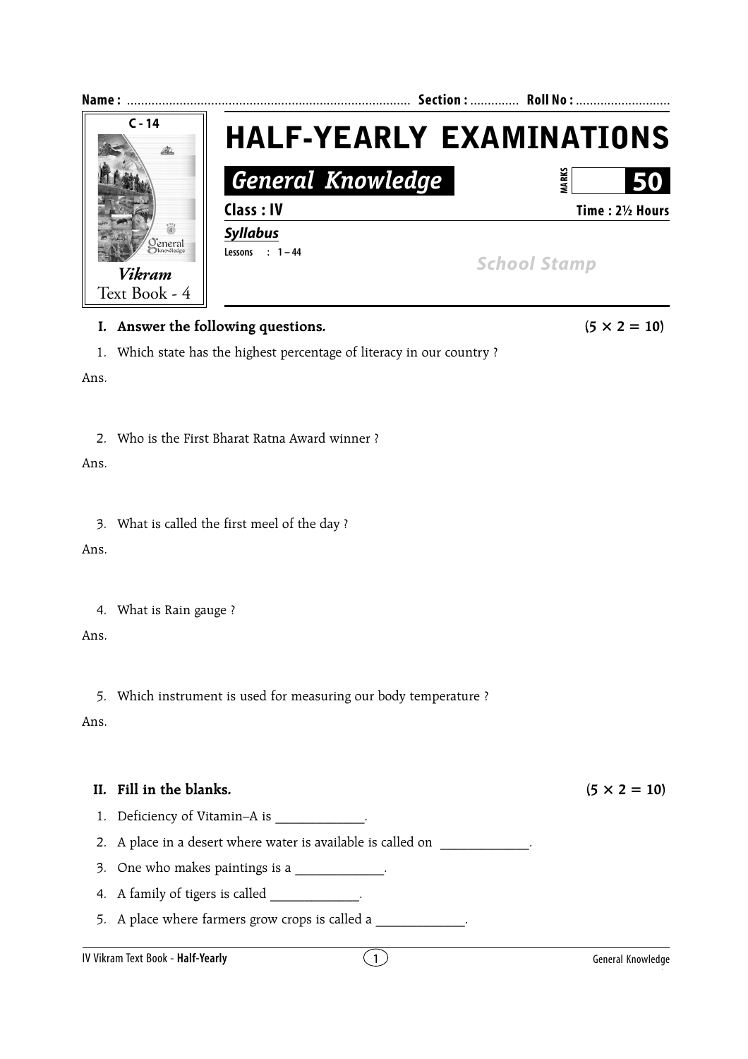Name : ................................................................................ Section : ............. Roll No : ...........................

C - 14

*Vikram*
Text Book - 4

# HALF-YEARLY EXAMINATIONS

## *General Knowledge*

MARKS **50**

**Class : IV** **Time : 2½ Hours**

***Syllabus***

Lessons : 1 – 44

*School Stamp*

---

**I. Answer the following questions.** **(5 × 2 = 10)**

1. Which state has the highest percentage of literacy in our country ?

Ans.

2. Who is the First Bharat Ratna Award winner ?

Ans.

3. What is called the first meel of the day ?

Ans.

4. What is Rain gauge ?

Ans.

5. Which instrument is used for measuring our body temperature ?

Ans.

**II. Fill in the blanks.** **(5 × 2 = 10)**

1. Deficiency of Vitamin–A is _____________.
2. A place in a desert where water is available is called on _____________.
3. One who makes paintings is a _____________.
4. A family of tigers is called _____________.
5. A place where farmers grow crops is called a _____________.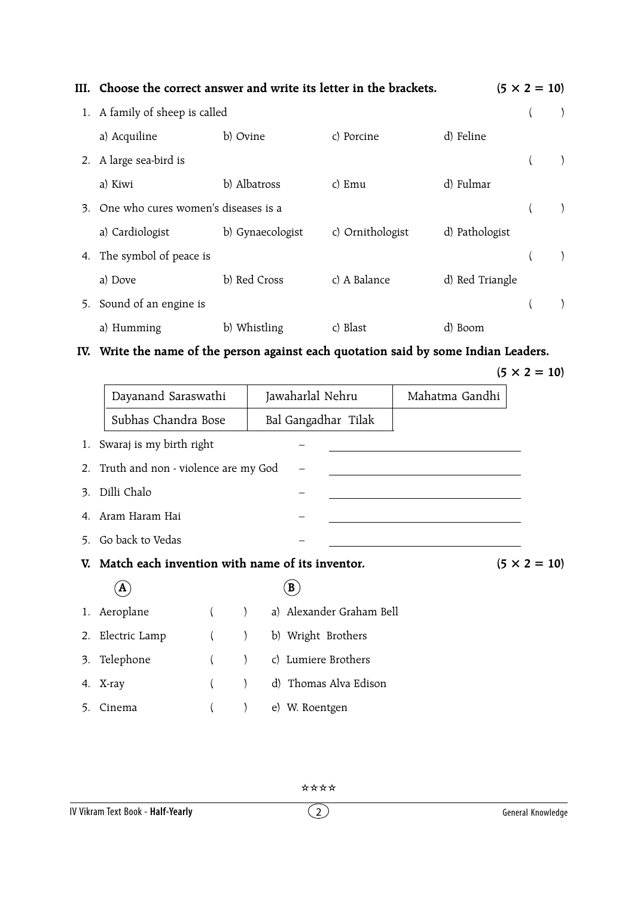## III. Choose the correct answer and write its letter in the brackets. (5 × 2 = 10)

1. A family of sheep is called ( )

   a) Acquiline b) Ovine c) Porcine d) Feline

2. A large sea-bird is ( )

   a) Kiwi b) Albatross c) Emu d) Fulmar

3. One who cures women's diseases is a ( )

   a) Cardiologist b) Gynaecologist c) Ornithologist d) Pathologist

4. The symbol of peace is ( )

   a) Dove b) Red Cross c) A Balance d) Red Triangle

5. Sound of an engine is ( )

   a) Humming b) Whistling c) Blast d) Boom

## IV. Write the name of the person against each quotation said by some Indian Leaders. (5 × 2 = 10)

| | | |
|---|---|---|
| Dayanand Saraswathi | Jawaharlal Nehru | Mahatma Gandhi |
| Subhas Chandra Bose | Bal Gangadhar Tilak | |

1. Swaraj is my birth right – ________________
2. Truth and non - violence are my God – ________________
3. Dilli Chalo – ________________
4. Aram Haram Hai – ________________
5. Go back to Vedas – ________________

## V. Match each invention with name of its inventor. (5 × 2 = 10)

| A | | B |
|---|---|---|
| 1. Aeroplane | ( ) | a) Alexander Graham Bell |
| 2. Electric Lamp | ( ) | b) Wright Brothers |
| 3. Telephone | ( ) | c) Lumiere Brothers |
| 4. X-ray | ( ) | d) Thomas Alva Edison |
| 5. Cinema | ( ) | e) W. Roentgen |

☆☆☆☆